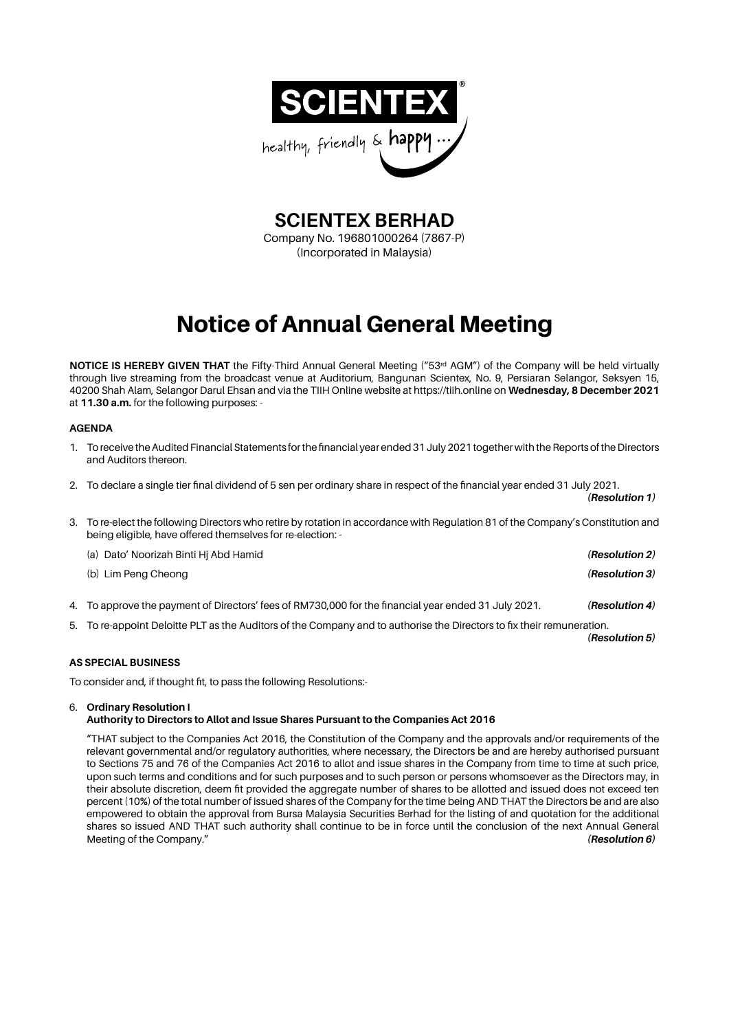SCIENTEX

healthy, friendly & happy ...

# SCIENTEX BERHAD

Company No. 196801000264 (7867-P)
(Incorporated in Malaysia)

# Notice of Annual General Meeting

**NOTICE IS HEREBY GIVEN THAT** the Fifty-Third Annual General Meeting ("53rd AGM") of the Company will be held virtually through live streaming from the broadcast venue at Auditorium, Bangunan Scientex, No. 9, Persiaran Selangor, Seksyen 15, 40200 Shah Alam, Selangor Darul Ehsan and via the TIIH Online website at https://tiih.online on **Wednesday, 8 December 2021** at **11.30 a.m.** for the following purposes: -

## AGENDA

1. To receive the Audited Financial Statements for the financial year ended 31 July 2021 together with the Reports of the Directors and Auditors thereon.

2. To declare a single tier final dividend of 5 sen per ordinary share in respect of the financial year ended 31 July 2021. ***(Resolution 1)***

3. To re-elect the following Directors who retire by rotation in accordance with Regulation 81 of the Company's Constitution and being eligible, have offered themselves for re-election: -

   (a) Dato' Noorizah Binti Hj Abd Hamid ***(Resolution 2)***

   (b) Lim Peng Cheong ***(Resolution 3)***

4. To approve the payment of Directors' fees of RM730,000 for the financial year ended 31 July 2021. ***(Resolution 4)***

5. To re-appoint Deloitte PLT as the Auditors of the Company and to authorise the Directors to fix their remuneration. ***(Resolution 5)***

## AS SPECIAL BUSINESS

To consider and, if thought fit, to pass the following Resolutions:-

6. **Ordinary Resolution I**
   **Authority to Directors to Allot and Issue Shares Pursuant to the Companies Act 2016**

   "THAT subject to the Companies Act 2016, the Constitution of the Company and the approvals and/or requirements of the relevant governmental and/or regulatory authorities, where necessary, the Directors be and are hereby authorised pursuant to Sections 75 and 76 of the Companies Act 2016 to allot and issue shares in the Company from time to time at such price, upon such terms and conditions and for such purposes and to such person or persons whomsoever as the Directors may, in their absolute discretion, deem fit provided the aggregate number of shares to be allotted and issued does not exceed ten percent (10%) of the total number of issued shares of the Company for the time being AND THAT the Directors be and are also empowered to obtain the approval from Bursa Malaysia Securities Berhad for the listing of and quotation for the additional shares so issued AND THAT such authority shall continue to be in force until the conclusion of the next Annual General Meeting of the Company." ***(Resolution 6)***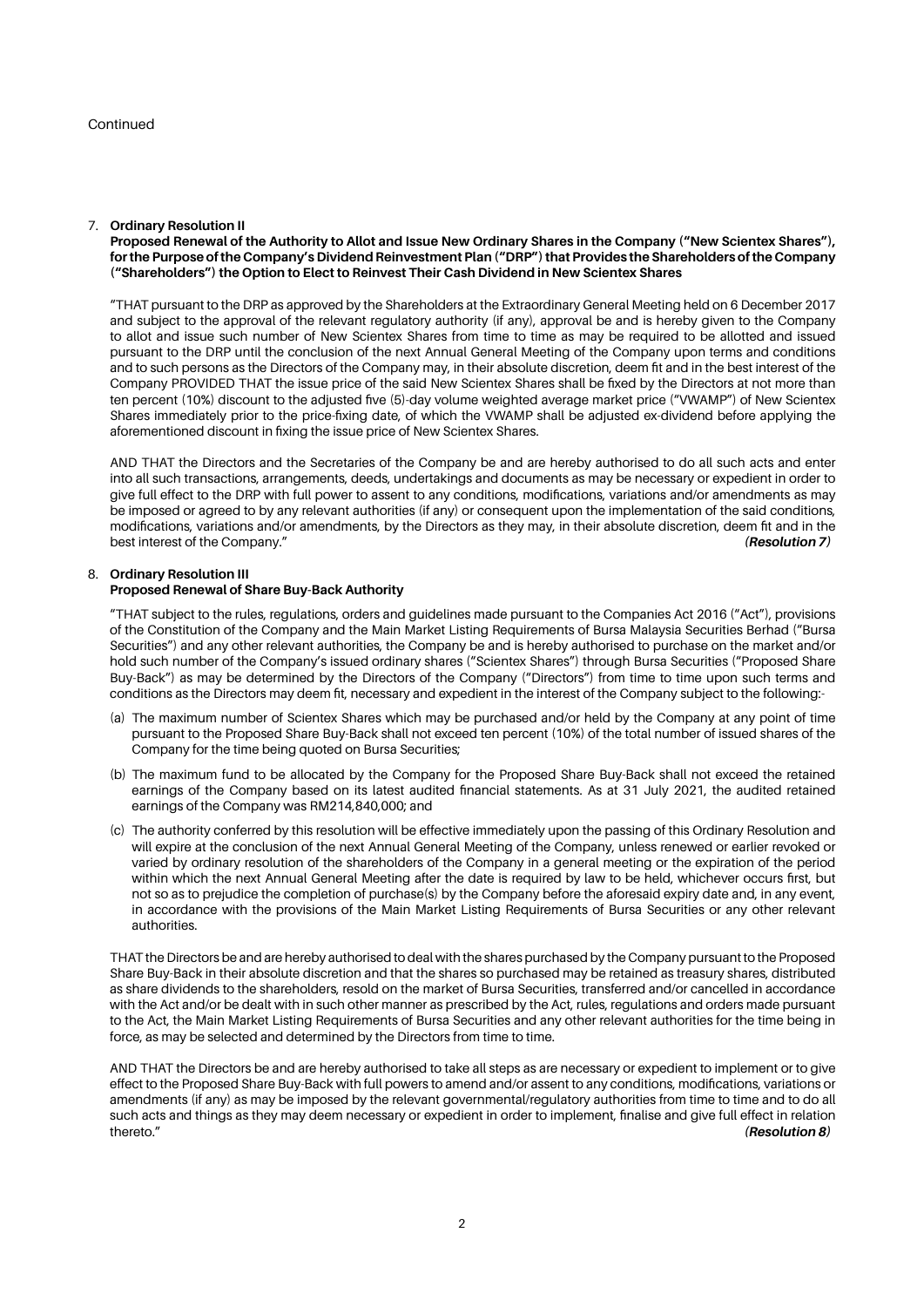Continued

7. **Ordinary Resolution II**
   **Proposed Renewal of the Authority to Allot and Issue New Ordinary Shares in the Company ("New Scientex Shares"), for the Purpose of the Company's Dividend Reinvestment Plan ("DRP") that Provides the Shareholders of the Company ("Shareholders") the Option to Elect to Reinvest Their Cash Dividend in New Scientex Shares**

   "THAT pursuant to the DRP as approved by the Shareholders at the Extraordinary General Meeting held on 6 December 2017 and subject to the approval of the relevant regulatory authority (if any), approval be and is hereby given to the Company to allot and issue such number of New Scientex Shares from time to time as may be required to be allotted and issued pursuant to the DRP until the conclusion of the next Annual General Meeting of the Company upon terms and conditions and to such persons as the Directors of the Company may, in their absolute discretion, deem fit and in the best interest of the Company PROVIDED THAT the issue price of the said New Scientex Shares shall be fixed by the Directors at not more than ten percent (10%) discount to the adjusted five (5)-day volume weighted average market price ("VWAMP") of New Scientex Shares immediately prior to the price-fixing date, of which the VWAMP shall be adjusted ex-dividend before applying the aforementioned discount in fixing the issue price of New Scientex Shares.

   AND THAT the Directors and the Secretaries of the Company be and are hereby authorised to do all such acts and enter into all such transactions, arrangements, deeds, undertakings and documents as may be necessary or expedient in order to give full effect to the DRP with full power to assent to any conditions, modifications, variations and/or amendments as may be imposed or agreed to by any relevant authorities (if any) or consequent upon the implementation of the said conditions, modifications, variations and/or amendments, by the Directors as they may, in their absolute discretion, deem fit and in the best interest of the Company." ***(Resolution 7)***

8. **Ordinary Resolution III**
   **Proposed Renewal of Share Buy-Back Authority**

   "THAT subject to the rules, regulations, orders and guidelines made pursuant to the Companies Act 2016 ("Act"), provisions of the Constitution of the Company and the Main Market Listing Requirements of Bursa Malaysia Securities Berhad ("Bursa Securities") and any other relevant authorities, the Company be and is hereby authorised to purchase on the market and/or hold such number of the Company's issued ordinary shares ("Scientex Shares") through Bursa Securities ("Proposed Share Buy-Back") as may be determined by the Directors of the Company ("Directors") from time to time upon such terms and conditions as the Directors may deem fit, necessary and expedient in the interest of the Company subject to the following:-

   (a) The maximum number of Scientex Shares which may be purchased and/or held by the Company at any point of time pursuant to the Proposed Share Buy-Back shall not exceed ten percent (10%) of the total number of issued shares of the Company for the time being quoted on Bursa Securities;

   (b) The maximum fund to be allocated by the Company for the Proposed Share Buy-Back shall not exceed the retained earnings of the Company based on its latest audited financial statements. As at 31 July 2021, the audited retained earnings of the Company was RM214,840,000; and

   (c) The authority conferred by this resolution will be effective immediately upon the passing of this Ordinary Resolution and will expire at the conclusion of the next Annual General Meeting of the Company, unless renewed or earlier revoked or varied by ordinary resolution of the shareholders of the Company in a general meeting or the expiration of the period within which the next Annual General Meeting after the date is required by law to be held, whichever occurs first, but not so as to prejudice the completion of purchase(s) by the Company before the aforesaid expiry date and, in any event, in accordance with the provisions of the Main Market Listing Requirements of Bursa Securities or any other relevant authorities.

   THAT the Directors be and are hereby authorised to deal with the shares purchased by the Company pursuant to the Proposed Share Buy-Back in their absolute discretion and that the shares so purchased may be retained as treasury shares, distributed as share dividends to the shareholders, resold on the market of Bursa Securities, transferred and/or cancelled in accordance with the Act and/or be dealt with in such other manner as prescribed by the Act, rules, regulations and orders made pursuant to the Act, the Main Market Listing Requirements of Bursa Securities and any other relevant authorities for the time being in force, as may be selected and determined by the Directors from time to time.

   AND THAT the Directors be and are hereby authorised to take all steps as are necessary or expedient to implement or to give effect to the Proposed Share Buy-Back with full powers to amend and/or assent to any conditions, modifications, variations or amendments (if any) as may be imposed by the relevant governmental/regulatory authorities from time to time and to do all such acts and things as they may deem necessary or expedient in order to implement, finalise and give full effect in relation thereto." ***(Resolution 8)***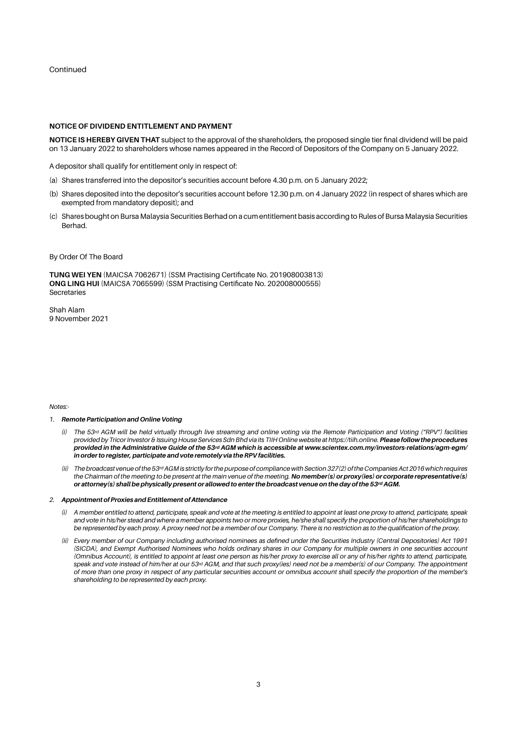Continued

**NOTICE OF DIVIDEND ENTITLEMENT AND PAYMENT**

**NOTICE IS HEREBY GIVEN THAT** subject to the approval of the shareholders, the proposed single tier final dividend will be paid on 13 January 2022 to shareholders whose names appeared in the Record of Depositors of the Company on 5 January 2022.

A depositor shall qualify for entitlement only in respect of:

(a) Shares transferred into the depositor's securities account before 4.30 p.m. on 5 January 2022;

(b) Shares deposited into the depositor's securities account before 12.30 p.m. on 4 January 2022 (in respect of shares which are exempted from mandatory deposit); and

(c) Shares bought on Bursa Malaysia Securities Berhad on a cum entitlement basis according to Rules of Bursa Malaysia Securities Berhad.

By Order Of The Board

**TUNG WEI YEN** (MAICSA 7062671) (SSM Practising Certificate No. 201908003813)
**ONG LING HUI** (MAICSA 7065599) (SSM Practising Certificate No. 202008000555)
Secretaries

Shah Alam
9 November 2021

*Notes:-*

1. ***Remote Participation and Online Voting***

   *(i) The 53rd AGM will be held virtually through live streaming and online voting via the Remote Participation and Voting ("RPV") facilities provided by Tricor Investor & Issuing House Services Sdn Bhd via its TIIH Online website at https://tiih.online.* ***Please follow the procedures provided in the Administrative Guide of the 53rd AGM which is accessible at www.scientex.com.my/investors-relations/agm-egm/ in order to register, participate and vote remotely via the RPV facilities.***

   *(ii) The broadcast venue of the 53rd AGM is strictly for the purpose of compliance with Section 327(2) of the Companies Act 2016 which requires the Chairman of the meeting to be present at the main venue of the meeting.* ***No member(s) or proxy(ies) or corporate representative(s) or attorney(s) shall be physically present or allowed to enter the broadcast venue on the day of the 53rd AGM.***

2. ***Appointment of Proxies and Entitlement of Attendance***

   *(i) A member entitled to attend, participate, speak and vote at the meeting is entitled to appoint at least one proxy to attend, participate, speak and vote in his/her stead and where a member appoints two or more proxies, he/she shall specify the proportion of his/her shareholdings to be represented by each proxy. A proxy need not be a member of our Company. There is no restriction as to the qualification of the proxy.*

   *(ii) Every member of our Company including authorised nominees as defined under the Securities Industry (Central Depositories) Act 1991 (SICDA), and Exempt Authorised Nominees who holds ordinary shares in our Company for multiple owners in one securities account (Omnibus Account), is entitled to appoint at least one person as his/her proxy to exercise all or any of his/her rights to attend, participate, speak and vote instead of him/her at our 53rd AGM, and that such proxy(ies) need not be a member(s) of our Company. The appointment of more than one proxy in respect of any particular securities account or omnibus account shall specify the proportion of the member's shareholding to be represented by each proxy.*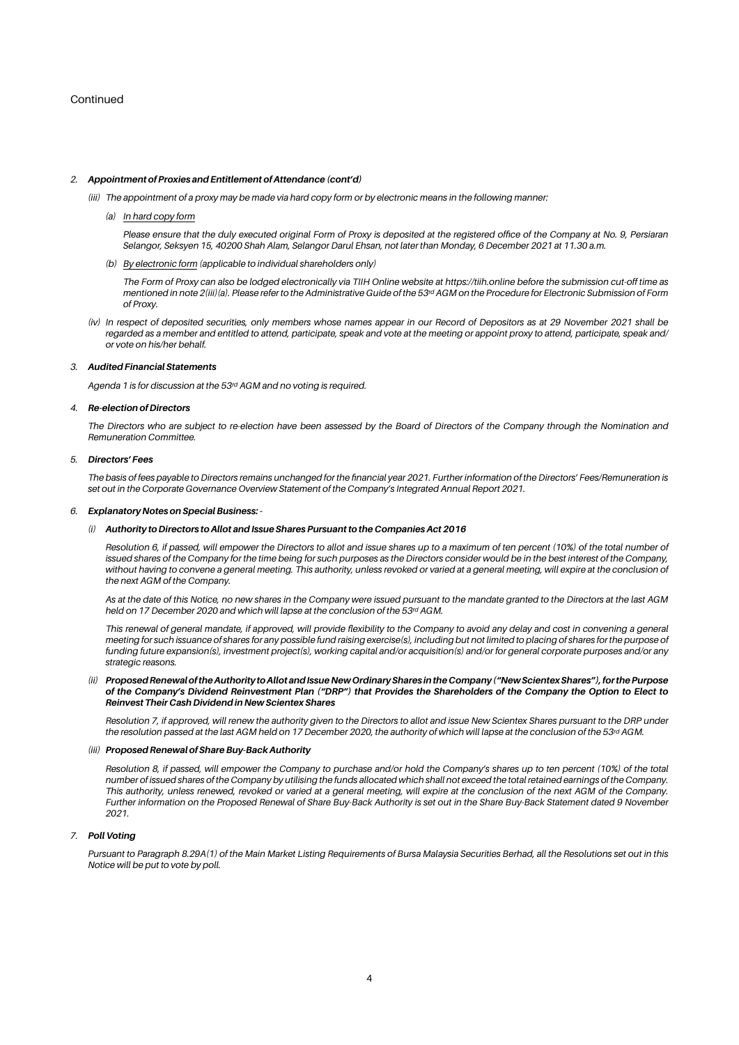Continued

*2. **Appointment of Proxies and Entitlement of Attendance (cont'd)***

*(iii) The appointment of a proxy may be made via hard copy form or by electronic means in the following manner:*

*(a) In hard copy form*

*Please ensure that the duly executed original Form of Proxy is deposited at the registered office of the Company at No. 9, Persiaran Selangor, Seksyen 15, 40200 Shah Alam, Selangor Darul Ehsan, not later than Monday, 6 December 2021 at 11.30 a.m.*

*(b) By electronic form (applicable to individual shareholders only)*

*The Form of Proxy can also be lodged electronically via TIIH Online website at https://tiih.online before the submission cut-off time as mentioned in note 2(iii)(a). Please refer to the Administrative Guide of the 53rd AGM on the Procedure for Electronic Submission of Form of Proxy.*

*(iv) In respect of deposited securities, only members whose names appear in our Record of Depositors as at 29 November 2021 shall be regarded as a member and entitled to attend, participate, speak and vote at the meeting or appoint proxy to attend, participate, speak and/ or vote on his/her behalf.*

*3. **Audited Financial Statements***

*Agenda 1 is for discussion at the 53rd AGM and no voting is required.*

*4. **Re-election of Directors***

*The Directors who are subject to re-election have been assessed by the Board of Directors of the Company through the Nomination and Remuneration Committee.*

*5. **Directors' Fees***

*The basis of fees payable to Directors remains unchanged for the financial year 2021. Further information of the Directors' Fees/Remuneration is set out in the Corporate Governance Overview Statement of the Company's Integrated Annual Report 2021.*

*6. **Explanatory Notes on Special Business:** -*

*(i) **Authority to Directors to Allot and Issue Shares Pursuant to the Companies Act 2016***

*Resolution 6, if passed, will empower the Directors to allot and issue shares up to a maximum of ten percent (10%) of the total number of issued shares of the Company for the time being for such purposes as the Directors consider would be in the best interest of the Company, without having to convene a general meeting. This authority, unless revoked or varied at a general meeting, will expire at the conclusion of the next AGM of the Company.*

*As at the date of this Notice, no new shares in the Company were issued pursuant to the mandate granted to the Directors at the last AGM held on 17 December 2020 and which will lapse at the conclusion of the 53rd AGM.*

*This renewal of general mandate, if approved, will provide flexibility to the Company to avoid any delay and cost in convening a general meeting for such issuance of shares for any possible fund raising exercise(s), including but not limited to placing of shares for the purpose of funding future expansion(s), investment project(s), working capital and/or acquisition(s) and/or for general corporate purposes and/or any strategic reasons.*

*(ii) **Proposed Renewal of the Authority to Allot and Issue New Ordinary Shares in the Company ("New Scientex Shares"), for the Purpose of the Company's Dividend Reinvestment Plan ("DRP") that Provides the Shareholders of the Company the Option to Elect to Reinvest Their Cash Dividend in New Scientex Shares***

*Resolution 7, if approved, will renew the authority given to the Directors to allot and issue New Scientex Shares pursuant to the DRP under the resolution passed at the last AGM held on 17 December 2020, the authority of which will lapse at the conclusion of the 53rd AGM.*

*(iii) **Proposed Renewal of Share Buy-Back Authority***

*Resolution 8, if passed, will empower the Company to purchase and/or hold the Company's shares up to ten percent (10%) of the total number of issued shares of the Company by utilising the funds allocated which shall not exceed the total retained earnings of the Company. This authority, unless renewed, revoked or varied at a general meeting, will expire at the conclusion of the next AGM of the Company. Further information on the Proposed Renewal of Share Buy-Back Authority is set out in the Share Buy-Back Statement dated 9 November 2021.*

*7. **Poll Voting***

*Pursuant to Paragraph 8.29A(1) of the Main Market Listing Requirements of Bursa Malaysia Securities Berhad, all the Resolutions set out in this Notice will be put to vote by poll.*